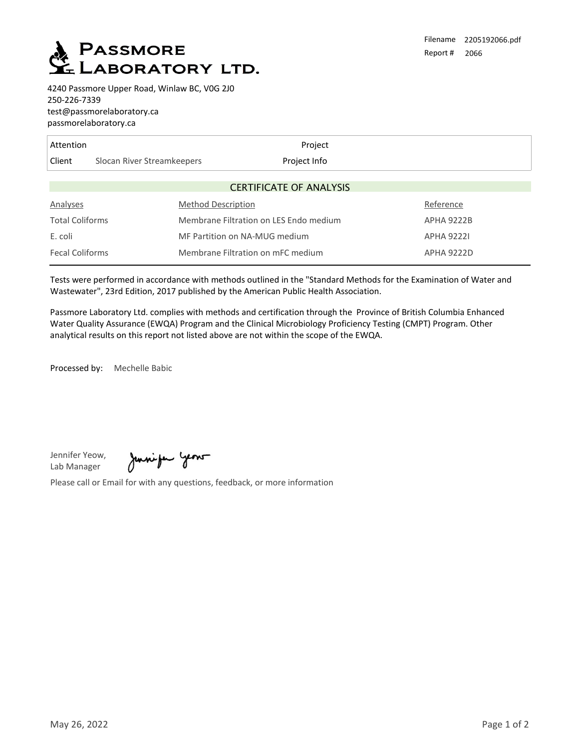# Passmore Laboratory Ltd.

Filename 2205192066.pdf
Report # 2066

4240 Passmore Upper Road, Winlaw BC, V0G 2J0
250-226-7339
test@passmorelaboratory.ca
passmorelaboratory.ca

| Attention | | Project | |
|---|---|---|---|
| Client | Slocan River Streamkeepers | Project Info | |

## CERTIFICATE OF ANALYSIS

| Analyses | Method Description | Reference |
|---|---|---|
| Total Coliforms | Membrane Filtration on LES Endo medium | APHA 9222B |
| E. coli | MF Partition on NA-MUG medium | APHA 9222I |
| Fecal Coliforms | Membrane Filtration on mFC medium | APHA 9222D |

Tests were performed in accordance with methods outlined in the "Standard Methods for the Examination of Water and Wastewater", 23rd Edition, 2017 published by the American Public Health Association.

Passmore Laboratory Ltd. complies with methods and certification through the Province of British Columbia Enhanced Water Quality Assurance (EWQA) Program and the Clinical Microbiology Proficiency Testing (CMPT) Program. Other analytical results on this report not listed above are not within the scope of the EWQA.

Processed by: Mechelle Babic

Jennifer Yeow,
Lab Manager

Please call or Email for with any questions, feedback, or more information

May 26, 2022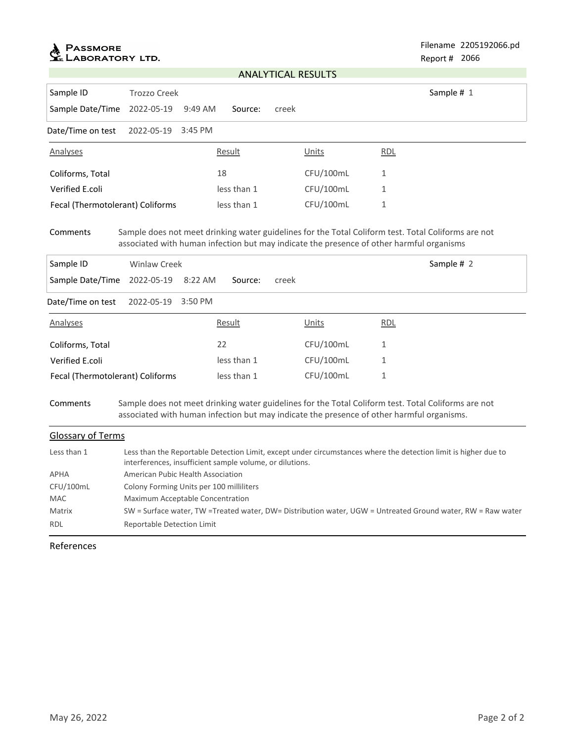**Passmore Laboratory Ltd.**

Filename 2205192066.pd
Report # 2066

## ANALYTICAL RESULTS

| | | | |
|---|---|---|---|
| Sample ID | Trozzo Creek | | Sample # 1 |
| Sample Date/Time | 2022-05-19 9:49 AM | Source: creek | |

Date/Time on test 2022-05-19 3:45 PM

| Analyses | Result | Units | RDL |
|---|---|---|---|
| Coliforms, Total | 18 | CFU/100mL | 1 |
| Verified E.coli | less than 1 | CFU/100mL | 1 |
| Fecal (Thermotolerant) Coliforms | less than 1 | CFU/100mL | 1 |

Comments: Sample does not meet drinking water guidelines for the Total Coliform test. Total Coliforms are not associated with human infection but may indicate the presence of other harmful organisms

| | | | |
|---|---|---|---|
| Sample ID | Winlaw Creek | | Sample # 2 |
| Sample Date/Time | 2022-05-19 8:22 AM | Source: creek | |

Date/Time on test 2022-05-19 3:50 PM

| Analyses | Result | Units | RDL |
|---|---|---|---|
| Coliforms, Total | 22 | CFU/100mL | 1 |
| Verified E.coli | less than 1 | CFU/100mL | 1 |
| Fecal (Thermotolerant) Coliforms | less than 1 | CFU/100mL | 1 |

Comments: Sample does not meet drinking water guidelines for the Total Coliform test. Total Coliforms are not associated with human infection but may indicate the presence of other harmful organisms.

### Glossary of Terms

| | |
|---|---|
| Less than 1 | Less than the Reportable Detection Limit, except under circumstances where the detection limit is higher due to interferences, insufficient sample volume, or dilutions. |
| APHA | American Pubic Health Association |
| CFU/100mL | Colony Forming Units per 100 milliliters |
| MAC | Maximum Acceptable Concentration |
| Matrix | SW = Surface water, TW =Treated water, DW= Distribution water, UGW = Untreated Ground water, RW = Raw water |
| RDL | Reportable Detection Limit |

References

May 26, 2022